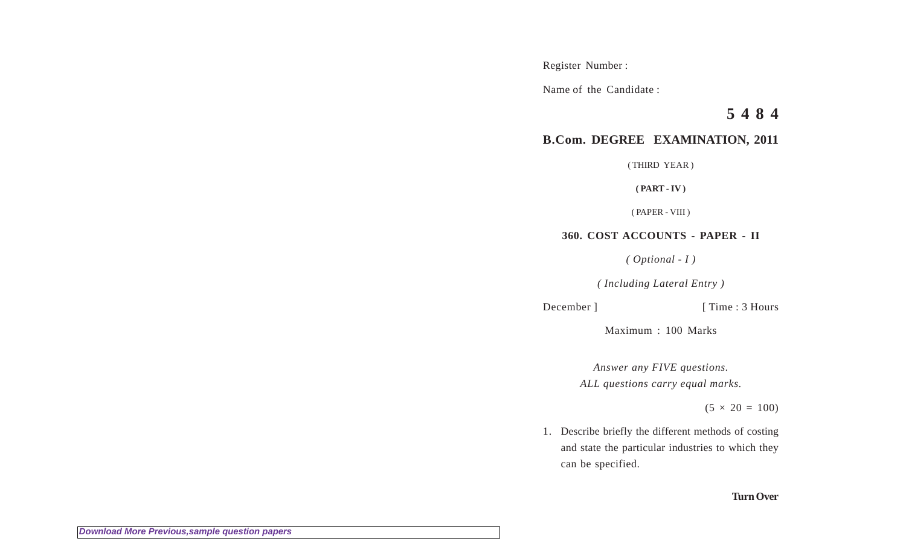Register Number :

Name of the Candidate :

# 5 4 8 4

## B.Com. DEGREE EXAMINATION, 2011

( THIRD YEAR )

**( PART - IV )**

( PAPER - VIII )

### 360. COST ACCOUNTS - PAPER - II

*( Optional - I )*

*( Including Lateral Entry )*

December ] [ Time : 3 Hours

Maximum : 100 Marks

*Answer any FIVE questions.*
*ALL questions carry equal marks.*

$(5 \times 20 = 100)$

1. Describe briefly the different methods of costing and state the particular industries to which they can be specified.

**Turn Over**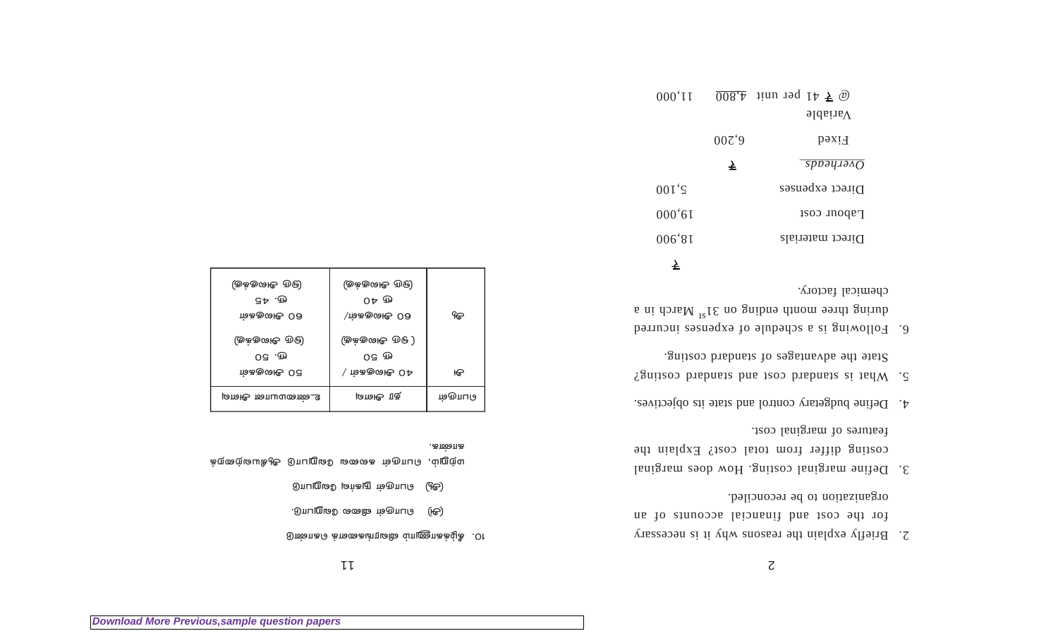2. Briefly explain the reasons why it is necessary for the cost and financial accounts of an organization to be reconciled.

3. Define marginal costing. How does marginal costing differ from total cost? Explain the features of marginal cost.

4. Define budgetary control and state its objectives.

5. What is standard cost and standard costing? State the advantages of standard costing.

6. Following is a schedule of expenses incurred during three month ending on 31st March in a chemical factory.

| | | ₹ |
|---|---|---|
| Direct materials | | 18,900 |
| Labour cost | | 19,000 |
| Direct expenses | | 5,100 |
| *Overheads* | ₹ | |
| Fixed | 6,200 | |
| Variable @ ₹ 41 per unit | 4,800 | 11,000 |

10. கீழ்க்காணும் விவரங்களைக் கொண்டு

(அ) பொருள் விலை வேறுபாடு.

(ஆ) பொருள் பயன்பாட்டு வேறுபாடு

மற்றும், பொருள் கலவை வேறுபாடு ஆகியவற்றைக் காண்க.

| பொருள் | திட்ட அளவு | உண்மையான அளவு |
|---|---|---|
| அ | 40 அலகுகள் / ரூ 50 (ஒரு அலகுக்கு) | 50 அலகுகள் ரூ. 50 (ஒரு அலகுக்கு) |
| ஆ | 60 அலகுகள்/ ரூ 40 (ஒரு அலகுக்கு) | 60 அலகுகள் ரூ. 45 (ஒரு அலகுக்கு) |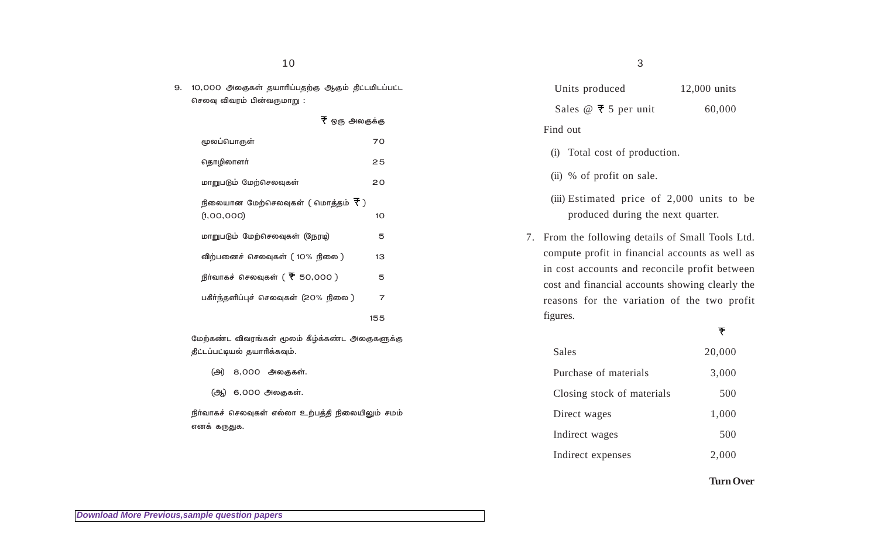9. 10,000 அலகுகள் தயாரிப்பதற்கு ஆகும் திட்டமிடப்பட்ட செலவு விவரம் பின்வருமாறு :

| | ₹ ஒரு அலகுக்கு |
|---|---|
| மூலப்பொருள் | 70 |
| தொழிலாளர் | 25 |
| மாறுபடும் மேற்செலவுகள் | 20 |
| நிலையான மேற்செலவுகள் ( மொத்தம் ₹ ) (1,00,000) | 10 |
| மாறுபடும் மேற்செலவுகள் (நேரடி) | 5 |
| விற்பனைச் செலவுகள் ( 10% நிலை ) | 13 |
| நிர்வாகச் செலவுகள் ( ₹ 50,000 ) | 5 |
| பகிர்ந்தளிப்புச் செலவுகள் (20% நிலை ) | 7 |
| | 155 |

மேற்கண்ட விவரங்கள் மூலம் கீழ்க்கண்ட அலகுகளுக்கு திட்டப்பட்டியல் தயாரிக்கவும்.

(அ) 8,000 அலகுகள்.

(ஆ) 6,000 அலகுகள்.

நிர்வாகச் செலவுகள் எல்லா உற்பத்தி நிலையிலும் சமம் எனக் கருதுக.

| | |
|---|---|
| Units produced | 12,000 units |
| Sales @ ₹ 5 per unit | 60,000 |

Find out

(i) Total cost of production.

(ii) % of profit on sale.

(iii) Estimated price of 2,000 units to be produced during the next quarter.

7. From the following details of Small Tools Ltd. compute profit in financial accounts as well as in cost accounts and reconcile profit between cost and financial accounts showing clearly the reasons for the variation of the two profit figures.

| | ₹ |
|---|---|
| Sales | 20,000 |
| Purchase of materials | 3,000 |
| Closing stock of materials | 500 |
| Direct wages | 1,000 |
| Indirect wages | 500 |
| Indirect expenses | 2,000 |

**Turn Over**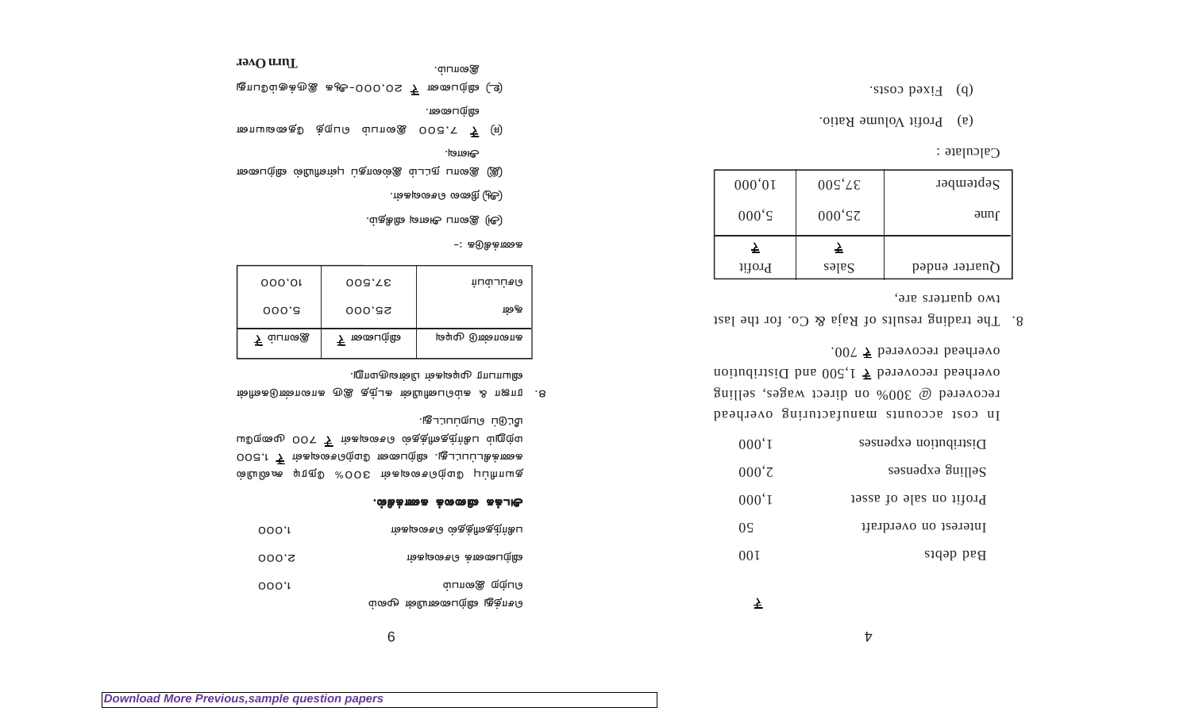| | ₹ |
|---|---|
| Bad debts | 100 |
| Interest on overdraft | 50 |
| Profit on sale of asset | 1,000 |
| Selling expenses | 2,000 |
| Distribution expenses | 1,000 |

In cost accounts manufacturing overhead recovered @ 300% on direct wages, selling overhead recovered ₹ 1,500 and Distribution overhead recovered ₹ 700.

8. The trading results of Raja & Co. for the last two quarters are,

| Quarter ended | Sales ₹ | Profit ₹ |
|---|---|---|
| June | 25,000 | 5,000 |
| September | 37,500 | 10,000 |

Calculate :

(a) Profit Volume Ratio.

(b) Fixed costs.

| | |
|---|---|
| சொத்து விற்பனையின் மூலம் பெற்ற இலாபம் | 1,000 |
| விற்பனைச் செலவுகள் | 2,000 |
| பகிர்ந்தளிக்கும் செலவுகள் | 1,000 |

**அடக்க விலைக் கணக்கில்.**

தொழிற்சாலை மேற்செலவுகள் 300% நேரடி கூலியில் கணக்கிடப்பட்டது. விற்பனை மேற்செலவுகள் ₹ 1,500 மற்றும் பகிர்ந்தளிக்கும் செலவுகள் ₹ 700 முறையே மீட்டுப் பெறப்பட்டது.

8. ராஜா & கம்பெனியின் கடந்த இரு காலாண்டுகளின் வியாபார முடிவுகள் பின்வருமாறு.

| காலாண்டு முடிவு | விற்பனை ₹ | இலாபம் ₹ |
|---|---|---|
| ஜூன் | 25,000 | 5,000 |
| செப்டம்பர் | 37,500 | 10,000 |

கணக்கிடுக :-

(அ) இலாப அளவு விகிதம்.

(ஆ) நிலை செலவுகள்.

(இ) இலாப நட்டம் இல்லாப் புள்ளியில் விற்பனை அளவு.

(ஈ) ₹ 7,500 இலாபம் பெறத் தேவையான விற்பனை.

(உ) விற்பனை ₹ 20,000-ஆக இருக்கும்போது இலாபம்.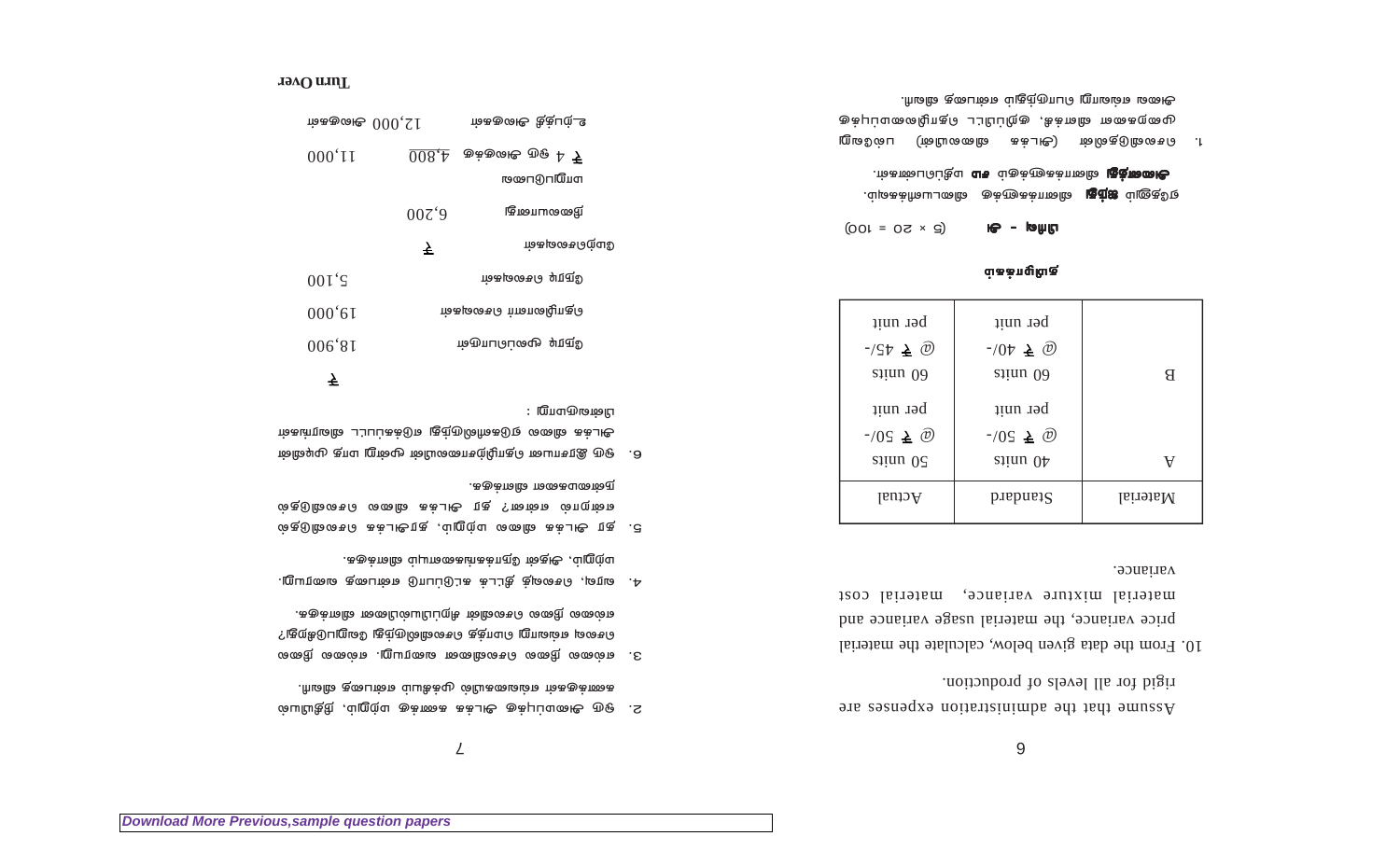Assume that the administration expenses are rigid for all levels of production.

10. From the data given below, calculate the material price variance, the material usage variance and material mixture variance, material cost variance.

| Material | Standard | Actual |
|---|---|---|
| A | 40 units @ ₹ 50/- per unit | 50 units @ ₹ 50/- per unit |
| B | 60 units @ ₹ 40/- per unit | 60 units @ ₹ 45/- per unit |

## தமிழ்வடிவம்

**பகுதி – அ** $(5 \times 20 = 100)$

ஏதேனும் **ஐந்து** வினாக்களுக்கு விடையளிக்கவும்.
**அனைத்து** வினாக்களுக்கும் **சம** மதிப்பெண்கள்.

1. செலவீடுகளில் (அடக்க விலையில்) பல்வேறு மூலகங்களை விளக்கி, ஒருங்கிணைக்கப்பட்ட செலவு அறிக்கை எவ்வாறு தொகுக்கப்படும் என்பதை விளக்கு.

2. ஒரு அமைப்புக் அடக்கக் கணக்கு பற்றியும், நிதியியல் கணக்குகள் ஒத்திசைவின் முக்கியத்துவம் விளக்குக.

3. எல்லை நிலை செலவினை வரையறு. எல்லை நிலை செலவு கணக்கு முறைக்கு செலவியல் எவ்வாறு வேறுபடுகிறது? எல்லை நிலை செலவின் சிறப்பியல்புகளை விளக்குக.

4. வரவு, செலவுத் திட்டக் கட்டுப்பாடு என்பதை வரையறு. அதன் நோக்கங்களைப் பற்றியும் விளக்குக.

5. தர அடக்க விலை பற்றியும், தரஅடக்க செலவீடுகள் என்றால் என்ன? தர அடக்க விலை செலவீடுகளின் நன்மைகளை விளக்குக.

6. ஒரு இரசாயன தொழிற்சாலையின் மூன்று மாத முடிவில் அடக்க விலை ஏடுகளிலிருந்து எடுக்கப்பட்ட விவரங்கள் பின்வருமாறு :

| | | ₹ |
|---|---|---|
| இருப்பு மூலப்பொருள் | | 18,900 |
| தொழிலாளர் செலவுகள் | | 19,000 |
| இதர செலவுகள் | | 5,100 |
| மேற்செலவுகள் | ₹ | |
| நிலையானது | 6,200 | |
| மாறுபடுவன | | |
| ₹ 4 ஒரு அலகுக்கு | 4,800 | 11,000 |
| உற்பத்தி அலகுகள் | 12,000 | |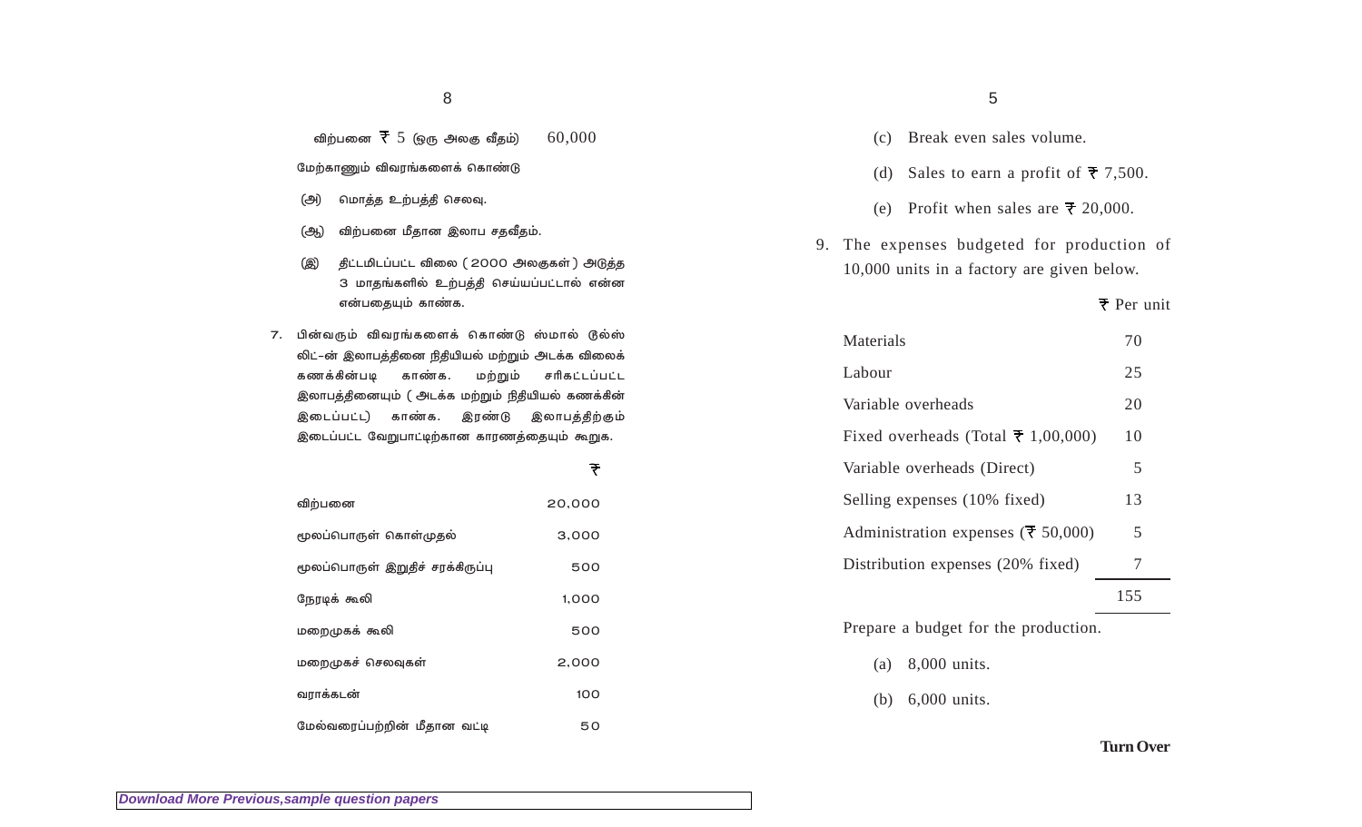விற்பனை ₹ 5 (ஒரு அலகு வீதம்) 60,000

மேற்காணும் விவரங்களைக் கொண்டு

(அ) மொத்த உற்பத்தி செலவு.

(ஆ) விற்பனை மீதான இலாப சதவீதம்.

(இ) திட்டமிடப்பட்ட விலை (2000 அலகுகள்) அடுத்த 3 மாதங்களில் உற்பத்தி செய்யப்பட்டால் என்ன என்பதையும் காண்க.

7. பின்வரும் விவரங்களைக் கொண்டு ஸ்மால் டூல்ஸ் லிட்-ன் இலாபத்தினை நிதியியல் மற்றும் அடக்க விலைக் கணக்கின்படி காண்க. மற்றும் சரிகட்டப்பட்ட இலாபத்தினையும் (அடக்க மற்றும் நிதியியல் கணக்கின் இடைப்பட்ட) காண்க. இரண்டு இலாபத்திற்கும் இடைப்பட்ட வேறுபாட்டிற்கான காரணத்தையும் கூறுக.

| | ₹ |
|---|---|
| விற்பனை | 20,000 |
| மூலப்பொருள் கொள்முதல் | 3,000 |
| மூலப்பொருள் இறுதிச் சரக்கிருப்பு | 500 |
| நேரடிக் கூலி | 1,000 |
| மறைமுகக் கூலி | 500 |
| மறைமுகச் செலவுகள் | 2,000 |
| வராக்கடன் | 100 |
| மேல்வரைப்பற்றின் மீதான வட்டி | 50 |

(c) Break even sales volume.

(d) Sales to earn a profit of ₹ 7,500.

(e) Profit when sales are ₹ 20,000.

9. The expenses budgeted for production of 10,000 units in a factory are given below.

| | ₹ Per unit |
|---|---|
| Materials | 70 |
| Labour | 25 |
| Variable overheads | 20 |
| Fixed overheads (Total ₹ 1,00,000) | 10 |
| Variable overheads (Direct) | 5 |
| Selling expenses (10% fixed) | 13 |
| Administration expenses (₹ 50,000) | 5 |
| Distribution expenses (20% fixed) | 7 |
| | 155 |

Prepare a budget for the production.

(a) 8,000 units.

(b) 6,000 units.

**Turn Over**